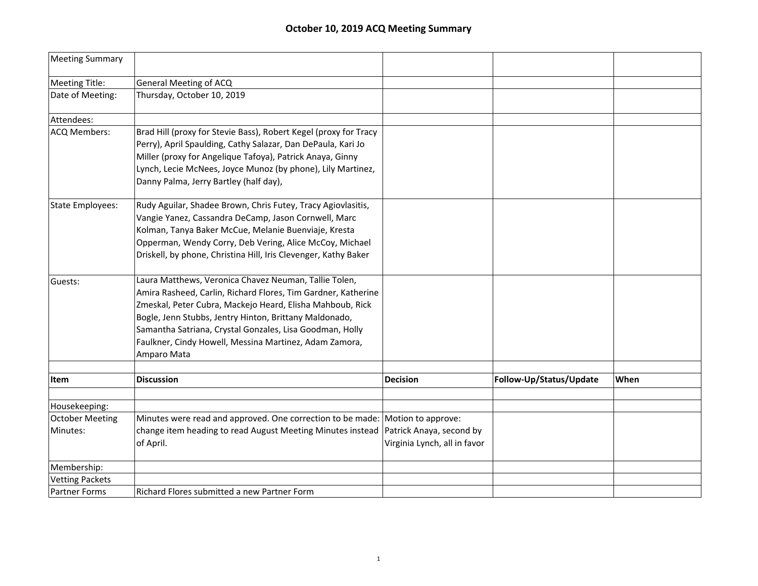# October 10, 2019 ACQ Meeting Summary

| Meeting Summary | | | | |
|---|---|---|---|---|
| Meeting Title: | General Meeting of ACQ | | | |
| Date of Meeting: | Thursday, October 10, 2019 | | | |
| Attendees: | | | | |
| ACQ Members: | Brad Hill (proxy for Stevie Bass), Robert Kegel (proxy for Tracy Perry), April Spaulding, Cathy Salazar, Dan DePaula, Kari Jo Miller (proxy for Angelique Tafoya), Patrick Anaya, Ginny Lynch, Lecie McNees, Joyce Munoz (by phone), Lily Martinez, Danny Palma, Jerry Bartley (half day), | | | |
| State Employees: | Rudy Aguilar, Shadee Brown, Chris Futey, Tracy Agiovlasitis, Vangie Yanez, Cassandra DeCamp, Jason Cornwell, Marc Kolman, Tanya Baker McCue, Melanie Buenviaje, Kresta Opperman, Wendy Corry, Deb Vering, Alice McCoy, Michael Driskell, by phone, Christina Hill, Iris Clevenger, Kathy Baker | | | |
| Guests: | Laura Matthews, Veronica Chavez Neuman, Tallie Tolen, Amira Rasheed, Carlin, Richard Flores, Tim Gardner, Katherine Zmeskal, Peter Cubra, Mackejo Heard, Elisha Mahboub, Rick Bogle, Jenn Stubbs, Jentry Hinton, Brittany Maldonado, Samantha Satriana, Crystal Gonzales, Lisa Goodman, Holly Faulkner, Cindy Howell, Messina Martinez, Adam Zamora, Amparo Mata | | | |
| | | | | |
| **Item** | **Discussion** | **Decision** | **Follow-Up/Status/Update** | **When** |
| | | | | |
| Housekeeping: | | | | |
| October Meeting Minutes: | Minutes were read and approved. One correction to be made: change item heading to read August Meeting Minutes instead of April. | Motion to approve: Patrick Anaya, second by Virginia Lynch, all in favor | | |
| Membership: | | | | |
| Vetting Packets | | | | |
| Partner Forms | Richard Flores submitted a new Partner Form | | | |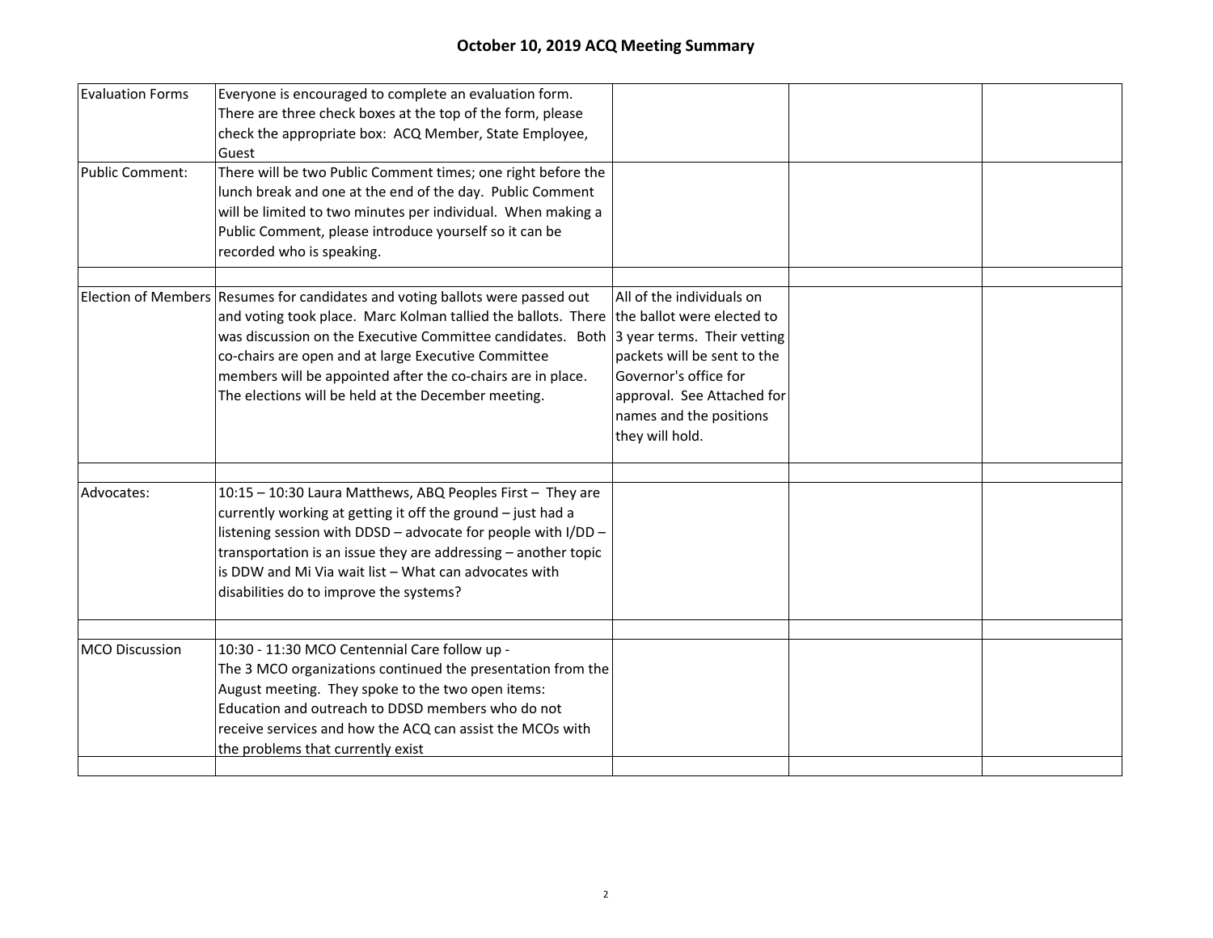# October 10, 2019 ACQ Meeting Summary

| | | | | |
|---|---|---|---|---|
| Evaluation Forms | Everyone is encouraged to complete an evaluation form. There are three check boxes at the top of the form, please check the appropriate box: ACQ Member, State Employee, Guest | | | |
| Public Comment: | There will be two Public Comment times; one right before the lunch break and one at the end of the day. Public Comment will be limited to two minutes per individual. When making a Public Comment, please introduce yourself so it can be recorded who is speaking. | | | |
| | | | | |
| Election of Members | Resumes for candidates and voting ballots were passed out and voting took place. Marc Kolman tallied the ballots. There was discussion on the Executive Committee candidates. Both co-chairs are open and at large Executive Committee members will be appointed after the co-chairs are in place. The elections will be held at the December meeting. | All of the individuals on the ballot were elected to 3 year terms. Their vetting packets will be sent to the Governor's office for approval. See Attached for names and the positions they will hold. | | |
| | | | | |
| Advocates: | 10:15 – 10:30 Laura Matthews, ABQ Peoples First – They are currently working at getting it off the ground – just had a listening session with DDSD – advocate for people with I/DD – transportation is an issue they are addressing – another topic is DDW and Mi Via wait list – What can advocates with disabilities do to improve the systems? | | | |
| | | | | |
| MCO Discussion | 10:30 - 11:30 MCO Centennial Care follow up - The 3 MCO organizations continued the presentation from the August meeting. They spoke to the two open items: Education and outreach to DDSD members who do not receive services and how the ACQ can assist the MCOs with the problems that currently exist | | | |
| | | | | |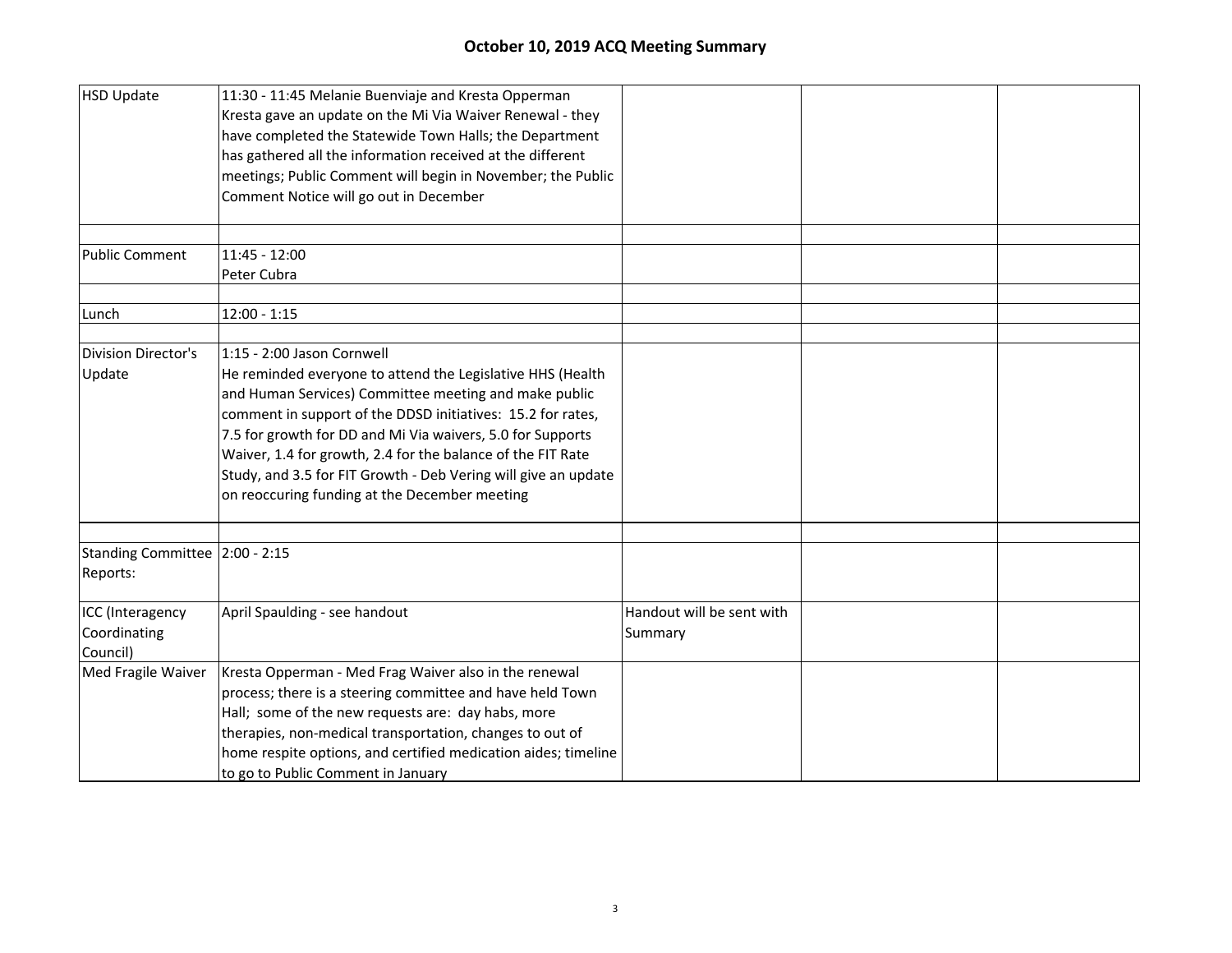# October 10, 2019 ACQ Meeting Summary

| | | | | |
|---|---|---|---|---|
| HSD Update | 11:30 - 11:45 Melanie Buenviaje and Kresta Opperman<br>Kresta gave an update on the Mi Via Waiver Renewal - they have completed the Statewide Town Halls; the Department has gathered all the information received at the different meetings; Public Comment will begin in November; the Public Comment Notice will go out in December | | | |
| | | | | |
| Public Comment | 11:45 - 12:00<br>Peter Cubra | | | |
| | | | | |
| Lunch | 12:00 - 1:15 | | | |
| | | | | |
| Division Director's Update | 1:15 - 2:00 Jason Cornwell<br>He reminded everyone to attend the Legislative HHS (Health and Human Services) Committee meeting and make public comment in support of the DDSD initiatives: 15.2 for rates, 7.5 for growth for DD and Mi Via waivers, 5.0 for Supports Waiver, 1.4 for growth, 2.4 for the balance of the FIT Rate Study, and 3.5 for FIT Growth - Deb Vering will give an update on reoccuring funding at the December meeting | | | |
| | | | | |
| Standing Committee Reports: | 2:00 - 2:15 | | | |
| ICC (Interagency Coordinating Council) | April Spaulding - see handout | Handout will be sent with Summary | | |
| Med Fragile Waiver | Kresta Opperman - Med Frag Waiver also in the renewal process; there is a steering committee and have held Town Hall; some of the new requests are: day habs, more therapies, non-medical transportation, changes to out of home respite options, and certified medication aides; timeline to go to Public Comment in January | | | |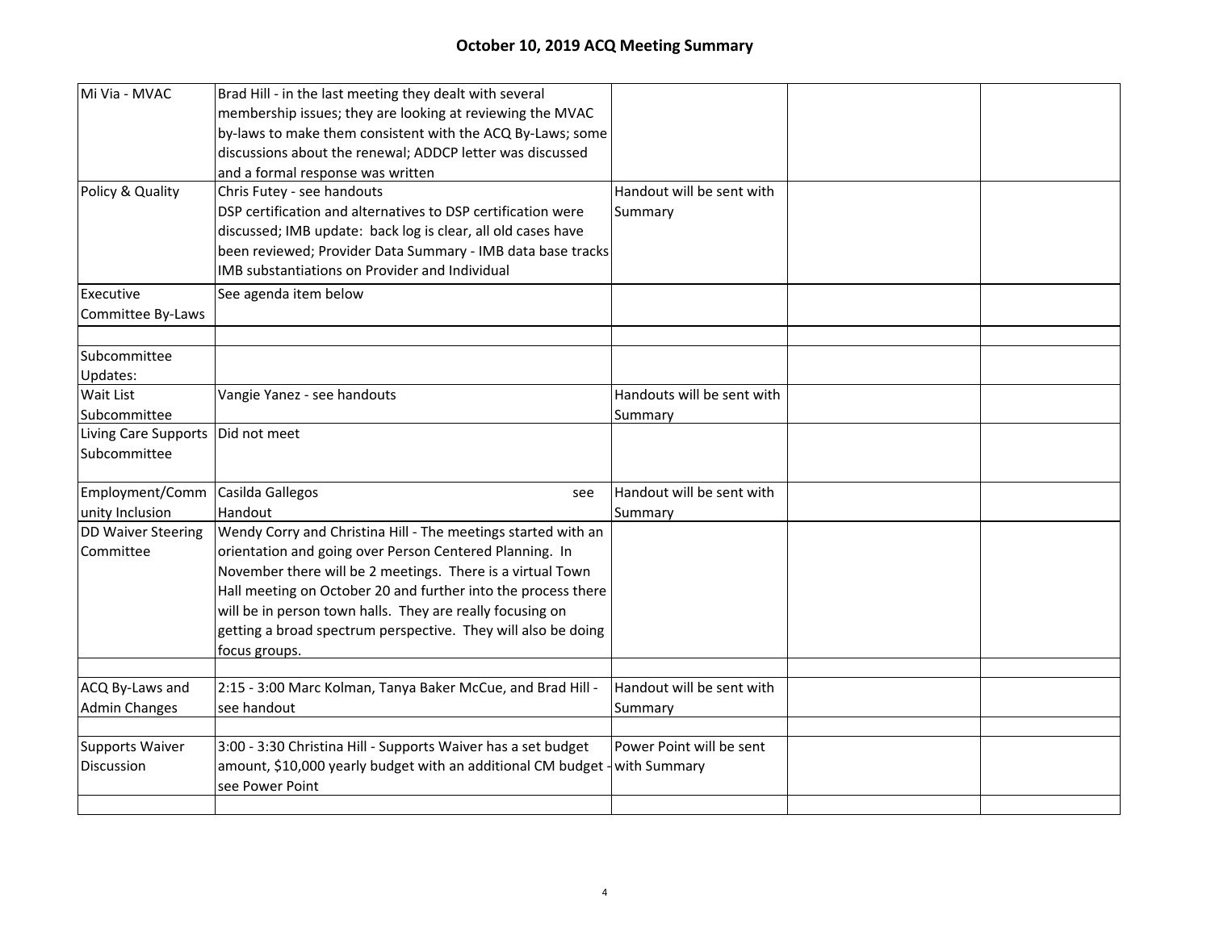# October 10, 2019 ACQ Meeting Summary

| | | | | |
|---|---|---|---|---|
| Mi Via - MVAC | Brad Hill - in the last meeting they dealt with several membership issues; they are looking at reviewing the MVAC by-laws to make them consistent with the ACQ By-Laws; some discussions about the renewal; ADDCP letter was discussed and a formal response was written | | | |
| Policy & Quality | Chris Futey - see handouts<br>DSP certification and alternatives to DSP certification were discussed; IMB update: back log is clear, all old cases have been reviewed; Provider Data Summary - IMB data base tracks IMB substantiations on Provider and Individual | Handout will be sent with Summary | | |
| Executive Committee By-Laws | See agenda item below | | | |
| | | | | |
| Subcommittee Updates: | | | | |
| Wait List Subcommittee | Vangie Yanez - see handouts | Handouts will be sent with Summary | | |
| Living Care Supports Subcommittee | Did not meet | | | |
| Employment/Community Inclusion | Casilda Gallegos see Handout | Handout will be sent with Summary | | |
| DD Waiver Steering Committee | Wendy Corry and Christina Hill - The meetings started with an orientation and going over Person Centered Planning. In November there will be 2 meetings. There is a virtual Town Hall meeting on October 20 and further into the process there will be in person town halls. They are really focusing on getting a broad spectrum perspective. They will also be doing focus groups. | | | |
| | | | | |
| ACQ By-Laws and Admin Changes | 2:15 - 3:00 Marc Kolman, Tanya Baker McCue, and Brad Hill - see handout | Handout will be sent with Summary | | |
| | | | | |
| Supports Waiver Discussion | 3:00 - 3:30 Christina Hill - Supports Waiver has a set budget amount, $10,000 yearly budget with an additional CM budget - see Power Point | Power Point will be sent with Summary | | |
| | | | | |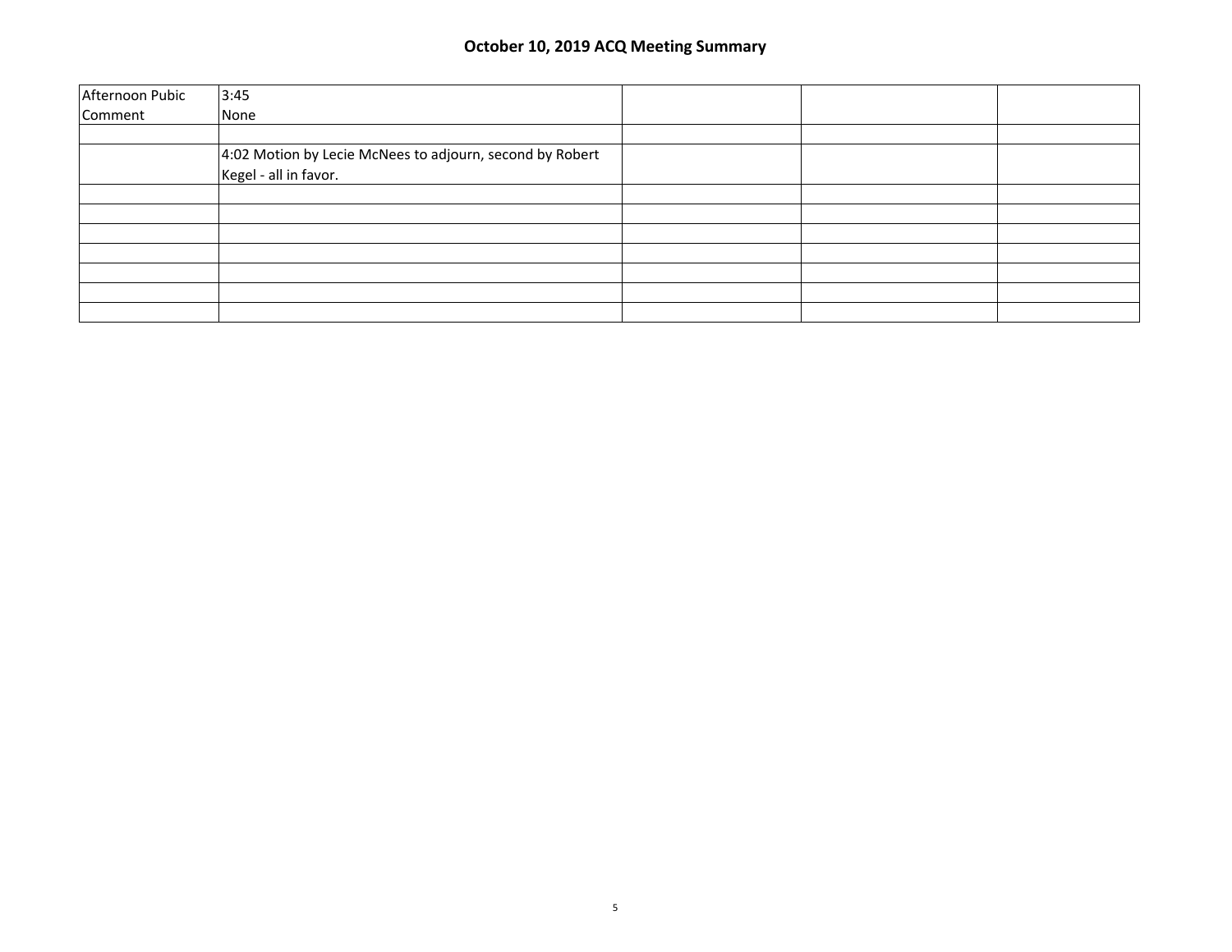# October 10, 2019 ACQ Meeting Summary

| | | | | |
|---|---|---|---|---|
| Afternoon Pubic Comment | 3:45<br>None | | | |
| | | | | |
| | 4:02 Motion by Lecie McNees to adjourn, second by Robert Kegel - all in favor. | | | |
| | | | | |
| | | | | |
| | | | | |
| | | | | |
| | | | | |
| | | | | |
| | | | | |